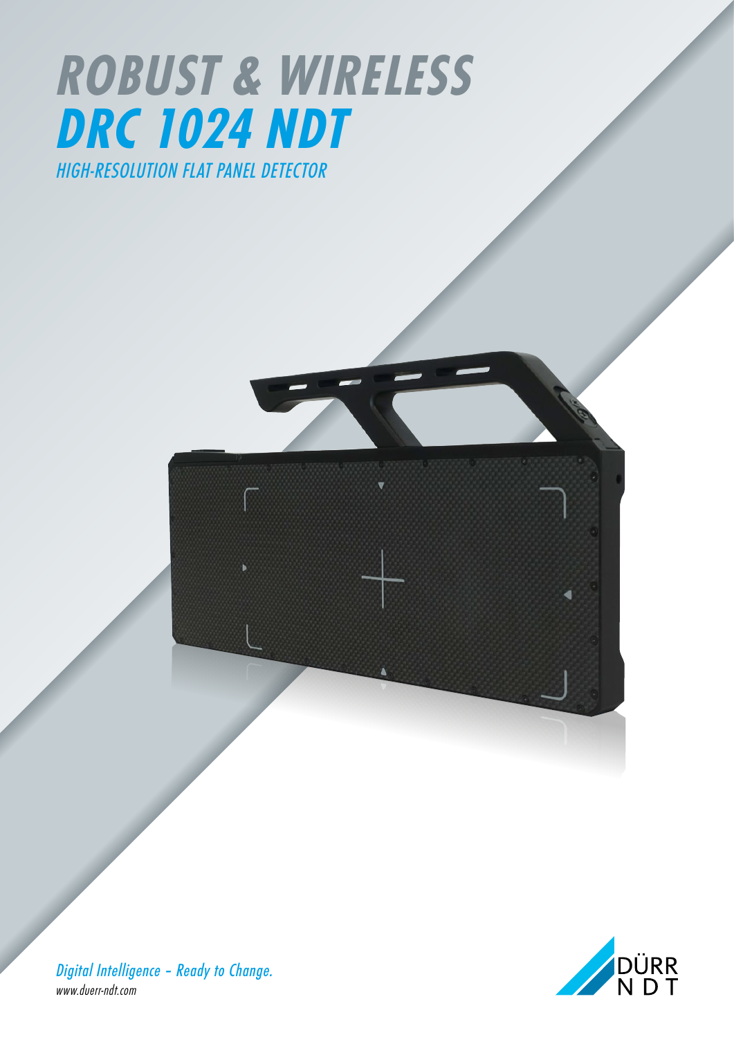# ROBUST & WIRELESS

# DRC 1024 NDT

## HIGH-RESOLUTION FLAT PANEL DETECTOR

*Digital Intelligence – Ready to Change.*

*www.duerr-ndt.com*

DÜRR NDT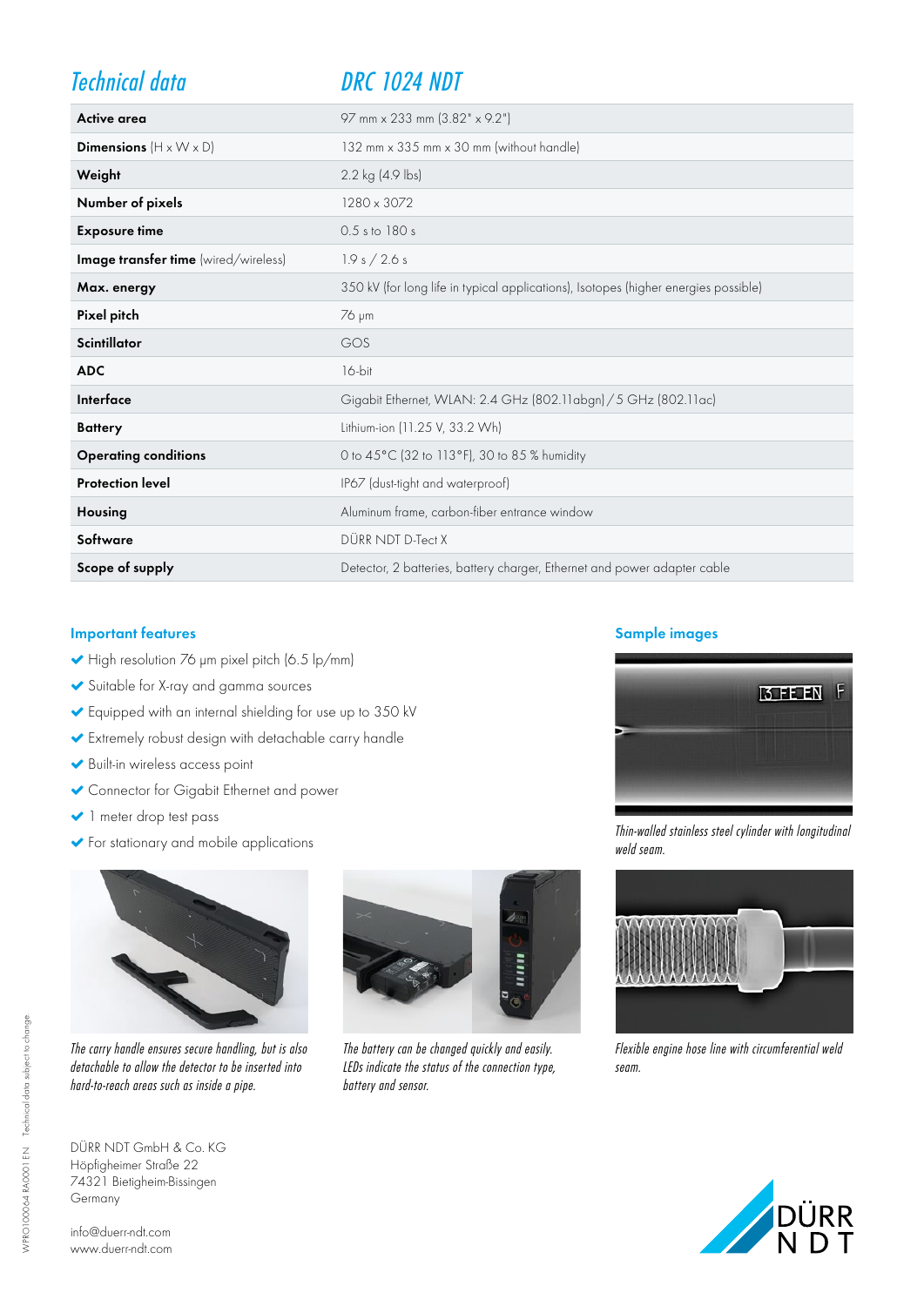## Technical data

| Technical data | DRC 1024 NDT |
|---|---|
| **Active area** | 97 mm x 233 mm (3.82" x 9.2") |
| **Dimensions** (H x W x D) | 132 mm x 335 mm x 30 mm (without handle) |
| **Weight** | 2.2 kg (4.9 lbs) |
| **Number of pixels** | 1280 x 3072 |
| **Exposure time** | 0.5 s to 180 s |
| **Image transfer time** (wired/wireless) | 1.9 s / 2.6 s |
| **Max. energy** | 350 kV (for long life in typical applications), Isotopes (higher energies possible) |
| **Pixel pitch** | 76 µm |
| **Scintillator** | GOS |
| **ADC** | 16-bit |
| **Interface** | Gigabit Ethernet, WLAN: 2.4 GHz (802.11abgn) / 5 GHz (802.11ac) |
| **Battery** | Lithium-ion (11.25 V, 33.2 Wh) |
| **Operating conditions** | 0 to 45°C (32 to 113°F), 30 to 85 % humidity |
| **Protection level** | IP67 (dust-tight and waterproof) |
| **Housing** | Aluminum frame, carbon-fiber entrance window |
| **Software** | DÜRR NDT D-Tect X |
| **Scope of supply** | Detector, 2 batteries, battery charger, Ethernet and power adapter cable |

### Important features

- High resolution 76 µm pixel pitch (6.5 lp/mm)
- Suitable for X-ray and gamma sources
- Equipped with an internal shielding for use up to 350 kV
- Extremely robust design with detachable carry handle
- Built-in wireless access point
- Connector for Gigabit Ethernet and power
- 1 meter drop test pass
- For stationary and mobile applications

*The carry handle ensures secure handling, but is also detachable to allow the detector to be inserted into hard-to-reach areas such as inside a pipe.*

*The battery can be changed quickly and easily. LEDs indicate the status of the connection type, battery and sensor.*

### Sample images

*Thin-walled stainless steel cylinder with longitudinal weld seam.*

*Flexible engine hose line with circumferential weld seam.*

DÜRR NDT GmbH & Co. KG
Höpfigheimer Straße 22
74321 Bietigheim-Bissingen
Germany

info@duerr-ndt.com
www.duerr-ndt.com

WPRO100064 RA0001 EN Technical data subject to change